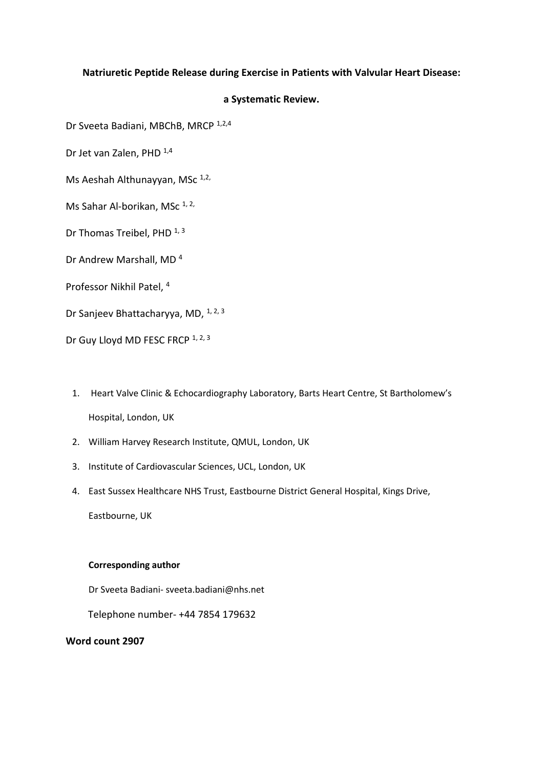**Natriuretic Peptide Release during Exercise in Patients with Valvular Heart Disease:**

**a Systematic Review.**

Dr Sveeta Badiani, MBChB, MRCP [1,2,4]

Dr Jet van Zalen, PHD [1,4]

Ms Aeshah Althunayyan, MSc [1,2,]

Ms Sahar Al-borikan, MSc [1, 2,]

Dr Thomas Treibel, PHD [1, 3]

Dr Andrew Marshall, MD [4]

Professor Nikhil Patel, [4]

Dr Sanjeev Bhattacharyya, MD, [1, 2, 3]

Dr Guy Lloyd MD FESC FRCP [1, 2, 3]

1. Heart Valve Clinic & Echocardiography Laboratory, Barts Heart Centre, St Bartholomew's Hospital, London, UK
2. William Harvey Research Institute, QMUL, London, UK
3. Institute of Cardiovascular Sciences, UCL, London, UK
4. East Sussex Healthcare NHS Trust, Eastbourne District General Hospital, Kings Drive, Eastbourne, UK

**Corresponding author**

Dr Sveeta Badiani- sveeta.badiani@nhs.net

Telephone number- +44 7854 179632

**Word count 2907**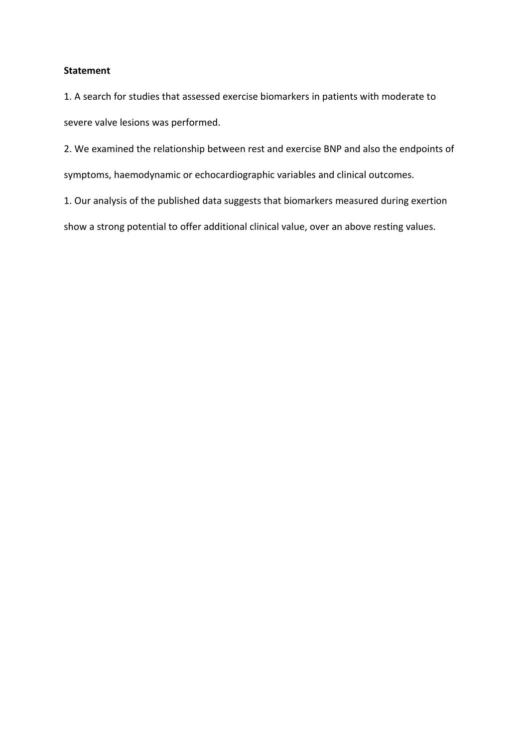**Statement**

1. A search for studies that assessed exercise biomarkers in patients with moderate to severe valve lesions was performed.

2. We examined the relationship between rest and exercise BNP and also the endpoints of symptoms, haemodynamic or echocardiographic variables and clinical outcomes.

1. Our analysis of the published data suggests that biomarkers measured during exertion show a strong potential to offer additional clinical value, over an above resting values.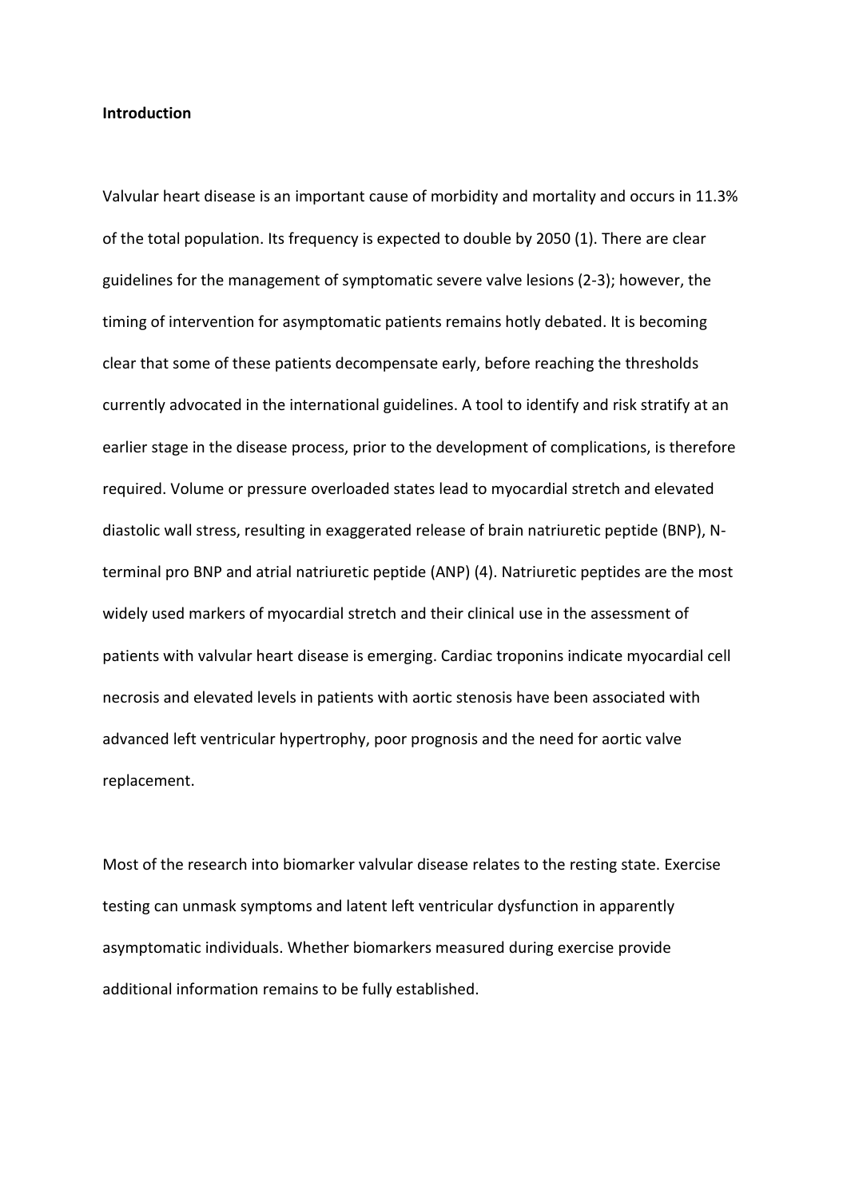**Introduction**

Valvular heart disease is an important cause of morbidity and mortality and occurs in 11.3% of the total population. Its frequency is expected to double by 2050 (1). There are clear guidelines for the management of symptomatic severe valve lesions (2-3); however, the timing of intervention for asymptomatic patients remains hotly debated. It is becoming clear that some of these patients decompensate early, before reaching the thresholds currently advocated in the international guidelines. A tool to identify and risk stratify at an earlier stage in the disease process, prior to the development of complications, is therefore required. Volume or pressure overloaded states lead to myocardial stretch and elevated diastolic wall stress, resulting in exaggerated release of brain natriuretic peptide (BNP), N-terminal pro BNP and atrial natriuretic peptide (ANP) (4). Natriuretic peptides are the most widely used markers of myocardial stretch and their clinical use in the assessment of patients with valvular heart disease is emerging. Cardiac troponins indicate myocardial cell necrosis and elevated levels in patients with aortic stenosis have been associated with advanced left ventricular hypertrophy, poor prognosis and the need for aortic valve replacement.

Most of the research into biomarker valvular disease relates to the resting state. Exercise testing can unmask symptoms and latent left ventricular dysfunction in apparently asymptomatic individuals. Whether biomarkers measured during exercise provide additional information remains to be fully established.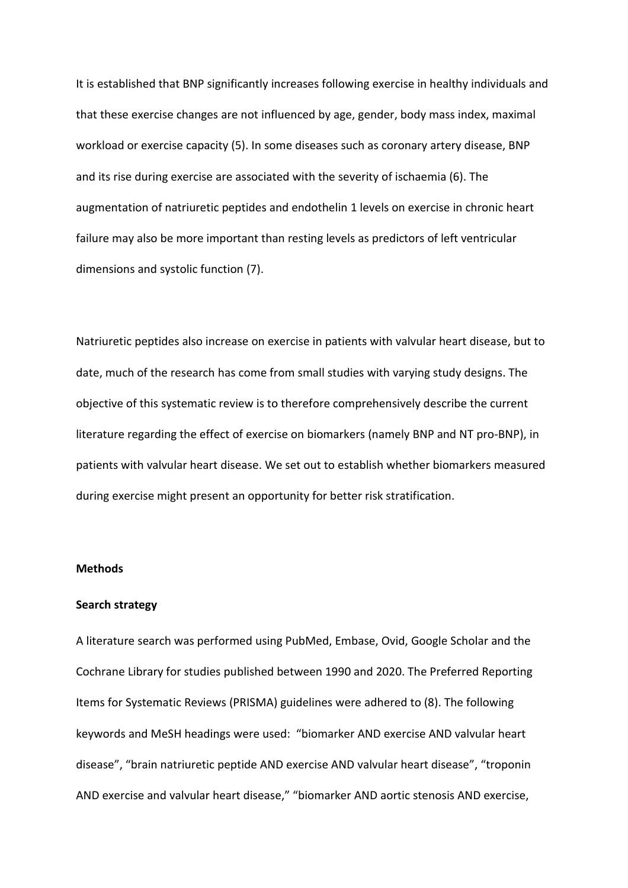It is established that BNP significantly increases following exercise in healthy individuals and that these exercise changes are not influenced by age, gender, body mass index, maximal workload or exercise capacity (5). In some diseases such as coronary artery disease, BNP and its rise during exercise are associated with the severity of ischaemia (6). The augmentation of natriuretic peptides and endothelin 1 levels on exercise in chronic heart failure may also be more important than resting levels as predictors of left ventricular dimensions and systolic function (7).

Natriuretic peptides also increase on exercise in patients with valvular heart disease, but to date, much of the research has come from small studies with varying study designs. The objective of this systematic review is to therefore comprehensively describe the current literature regarding the effect of exercise on biomarkers (namely BNP and NT pro-BNP), in patients with valvular heart disease. We set out to establish whether biomarkers measured during exercise might present an opportunity for better risk stratification.

## Methods

### Search strategy

A literature search was performed using PubMed, Embase, Ovid, Google Scholar and the Cochrane Library for studies published between 1990 and 2020. The Preferred Reporting Items for Systematic Reviews (PRISMA) guidelines were adhered to (8). The following keywords and MeSH headings were used: "biomarker AND exercise AND valvular heart disease", "brain natriuretic peptide AND exercise AND valvular heart disease", "troponin AND exercise and valvular heart disease," "biomarker AND aortic stenosis AND exercise,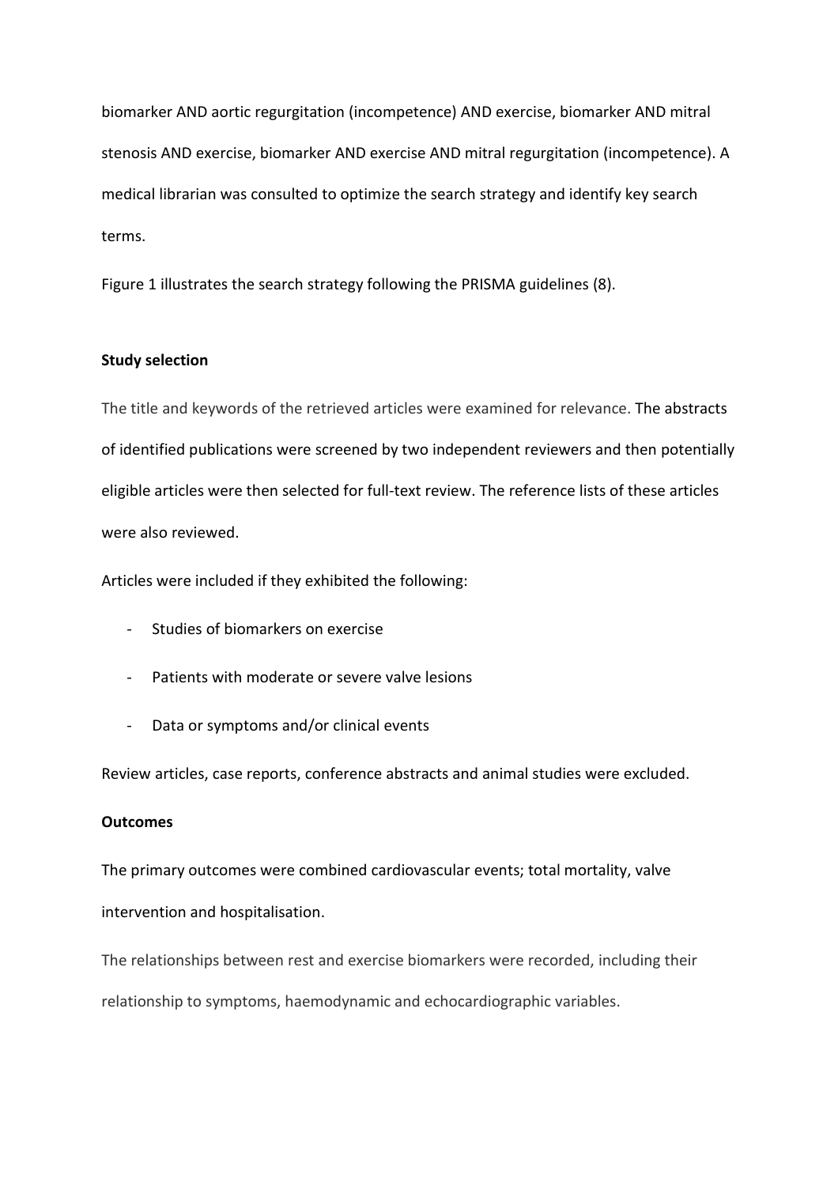biomarker AND aortic regurgitation (incompetence) AND exercise, biomarker AND mitral stenosis AND exercise, biomarker AND exercise AND mitral regurgitation (incompetence). A medical librarian was consulted to optimize the search strategy and identify key search terms.

Figure 1 illustrates the search strategy following the PRISMA guidelines (8).

**Study selection**

The title and keywords of the retrieved articles were examined for relevance. The abstracts of identified publications were screened by two independent reviewers and then potentially eligible articles were then selected for full-text review. The reference lists of these articles were also reviewed.

Articles were included if they exhibited the following:

- Studies of biomarkers on exercise
- Patients with moderate or severe valve lesions
- Data or symptoms and/or clinical events

Review articles, case reports, conference abstracts and animal studies were excluded.

**Outcomes**

The primary outcomes were combined cardiovascular events; total mortality, valve intervention and hospitalisation.

The relationships between rest and exercise biomarkers were recorded, including their relationship to symptoms, haemodynamic and echocardiographic variables.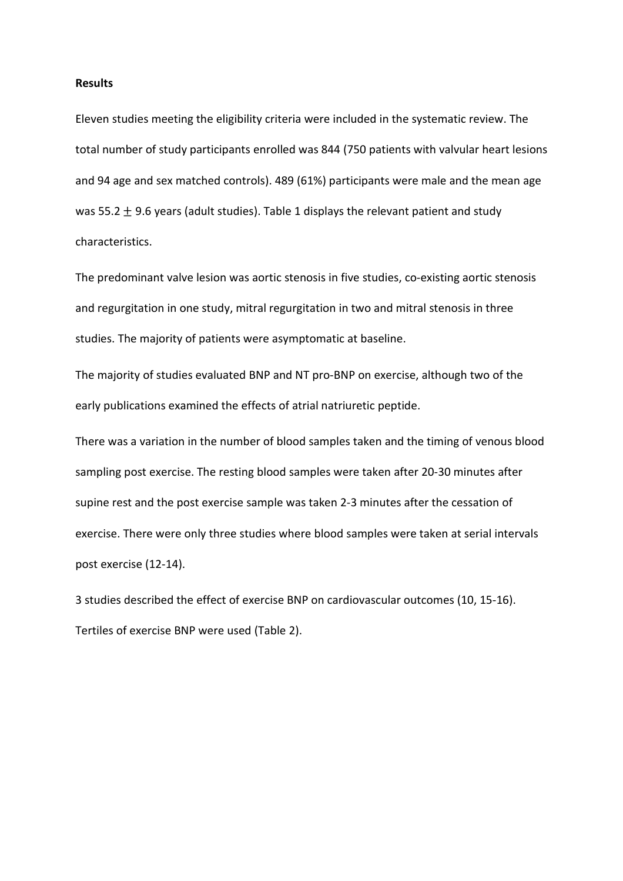**Results**

Eleven studies meeting the eligibility criteria were included in the systematic review. The total number of study participants enrolled was 844 (750 patients with valvular heart lesions and 94 age and sex matched controls). 489 (61%) participants were male and the mean age was 55.2 $\pm$ 9.6 years (adult studies). Table 1 displays the relevant patient and study characteristics.

The predominant valve lesion was aortic stenosis in five studies, co-existing aortic stenosis and regurgitation in one study, mitral regurgitation in two and mitral stenosis in three studies. The majority of patients were asymptomatic at baseline.

The majority of studies evaluated BNP and NT pro-BNP on exercise, although two of the early publications examined the effects of atrial natriuretic peptide.

There was a variation in the number of blood samples taken and the timing of venous blood sampling post exercise. The resting blood samples were taken after 20-30 minutes after supine rest and the post exercise sample was taken 2-3 minutes after the cessation of exercise. There were only three studies where blood samples were taken at serial intervals post exercise (12-14).

3 studies described the effect of exercise BNP on cardiovascular outcomes (10, 15-16). Tertiles of exercise BNP were used (Table 2).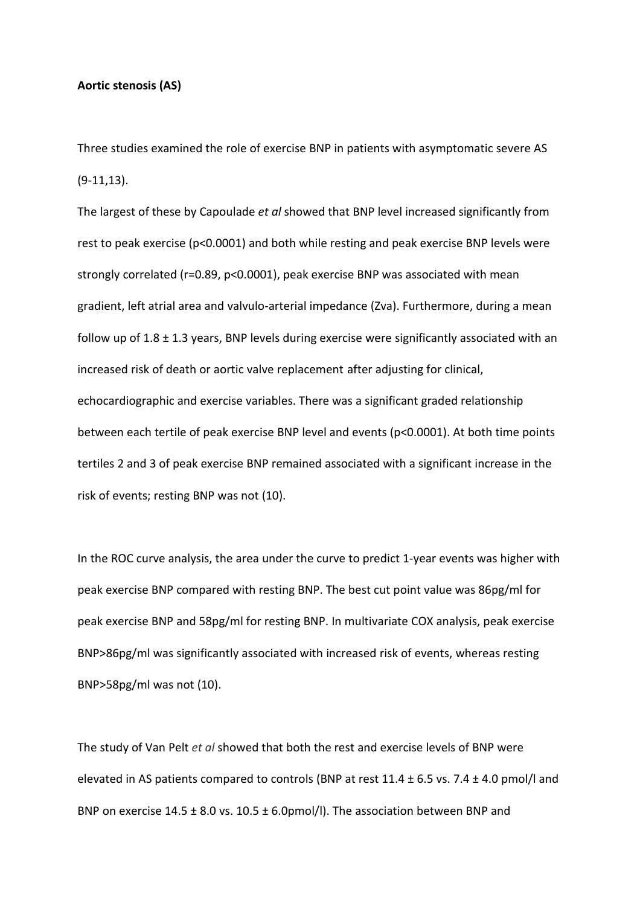**Aortic stenosis (AS)**

Three studies examined the role of exercise BNP in patients with asymptomatic severe AS (9-11,13).

The largest of these by Capoulade *et al* showed that BNP level increased significantly from rest to peak exercise ($p<0.0001$) and both while resting and peak exercise BNP levels were strongly correlated ($r=0.89$, $p<0.0001$), peak exercise BNP was associated with mean gradient, left atrial area and valvulo-arterial impedance (Zva). Furthermore, during a mean follow up of $1.8 \pm 1.3$ years, BNP levels during exercise were significantly associated with an increased risk of death or aortic valve replacement after adjusting for clinical, echocardiographic and exercise variables. There was a significant graded relationship between each tertile of peak exercise BNP level and events ($p<0.0001$). At both time points tertiles 2 and 3 of peak exercise BNP remained associated with a significant increase in the risk of events; resting BNP was not (10).

In the ROC curve analysis, the area under the curve to predict 1-year events was higher with peak exercise BNP compared with resting BNP. The best cut point value was 86pg/ml for peak exercise BNP and 58pg/ml for resting BNP. In multivariate COX analysis, peak exercise BNP>86pg/ml was significantly associated with increased risk of events, whereas resting BNP>58pg/ml was not (10).

The study of Van Pelt *et al* showed that both the rest and exercise levels of BNP were elevated in AS patients compared to controls (BNP at rest $11.4 \pm 6.5$ vs. $7.4 \pm 4.0$ pmol/l and BNP on exercise $14.5 \pm 8.0$ vs. $10.5 \pm 6.0$pmol/l). The association between BNP and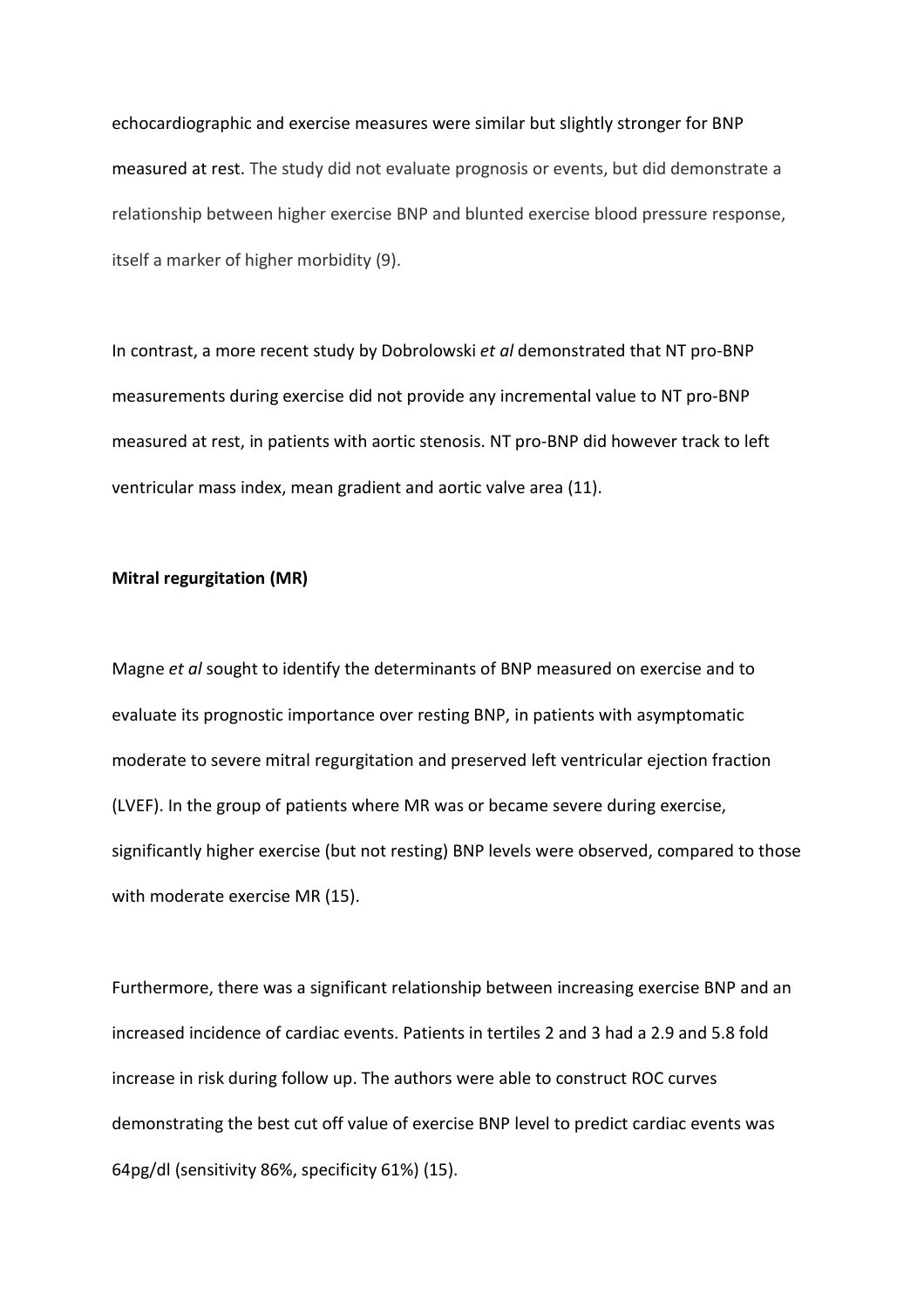echocardiographic and exercise measures were similar but slightly stronger for BNP measured at rest. The study did not evaluate prognosis or events, but did demonstrate a relationship between higher exercise BNP and blunted exercise blood pressure response, itself a marker of higher morbidity (9).

In contrast, a more recent study by Dobrolowski *et al* demonstrated that NT pro-BNP measurements during exercise did not provide any incremental value to NT pro-BNP measured at rest, in patients with aortic stenosis. NT pro-BNP did however track to left ventricular mass index, mean gradient and aortic valve area (11).

**Mitral regurgitation (MR)**

Magne *et al* sought to identify the determinants of BNP measured on exercise and to evaluate its prognostic importance over resting BNP, in patients with asymptomatic moderate to severe mitral regurgitation and preserved left ventricular ejection fraction (LVEF). In the group of patients where MR was or became severe during exercise, significantly higher exercise (but not resting) BNP levels were observed, compared to those with moderate exercise MR (15).

Furthermore, there was a significant relationship between increasing exercise BNP and an increased incidence of cardiac events. Patients in tertiles 2 and 3 had a 2.9 and 5.8 fold increase in risk during follow up. The authors were able to construct ROC curves demonstrating the best cut off value of exercise BNP level to predict cardiac events was 64pg/dl (sensitivity 86%, specificity 61%) (15).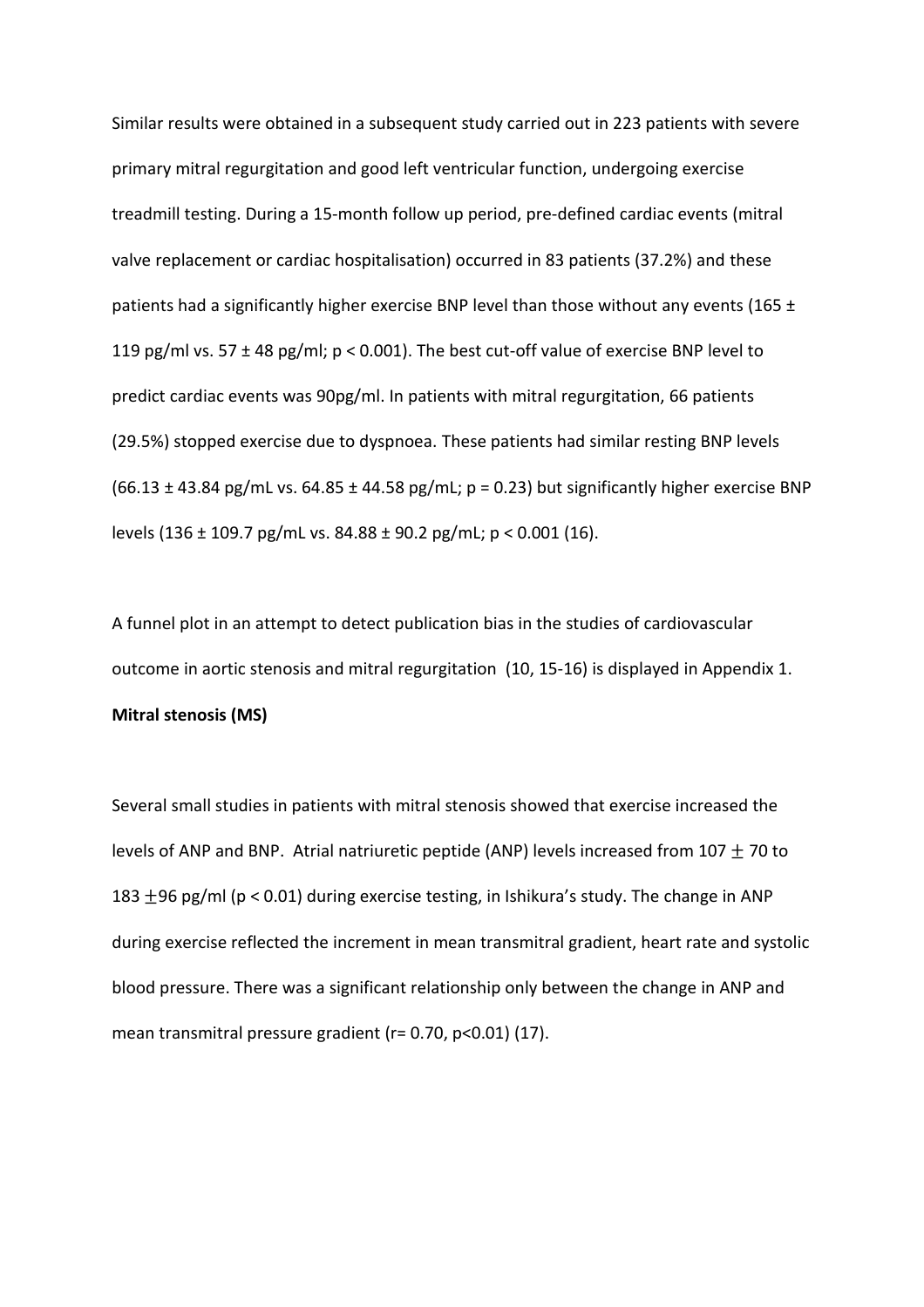Similar results were obtained in a subsequent study carried out in 223 patients with severe primary mitral regurgitation and good left ventricular function, undergoing exercise treadmill testing. During a 15-month follow up period, pre-defined cardiac events (mitral valve replacement or cardiac hospitalisation) occurred in 83 patients (37.2%) and these patients had a significantly higher exercise BNP level than those without any events (165 ± 119 pg/ml vs. 57 ± 48 pg/ml; $p < 0.001$). The best cut-off value of exercise BNP level to predict cardiac events was 90pg/ml. In patients with mitral regurgitation, 66 patients (29.5%) stopped exercise due to dyspnoea. These patients had similar resting BNP levels (66.13 ± 43.84 pg/mL vs. 64.85 ± 44.58 pg/mL; $p = 0.23$) but significantly higher exercise BNP levels (136 ± 109.7 pg/mL vs. 84.88 ± 90.2 pg/mL; $p < 0.001$ (16).

A funnel plot in an attempt to detect publication bias in the studies of cardiovascular outcome in aortic stenosis and mitral regurgitation (10, 15-16) is displayed in Appendix 1.

**Mitral stenosis (MS)**

Several small studies in patients with mitral stenosis showed that exercise increased the levels of ANP and BNP. Atrial natriuretic peptide (ANP) levels increased from 107 ± 70 to 183 ±96 pg/ml ($p < 0.01$) during exercise testing, in Ishikura's study. The change in ANP during exercise reflected the increment in mean transmitral gradient, heart rate and systolic blood pressure. There was a significant relationship only between the change in ANP and mean transmitral pressure gradient ($r= 0.70$, $p<0.01$) (17).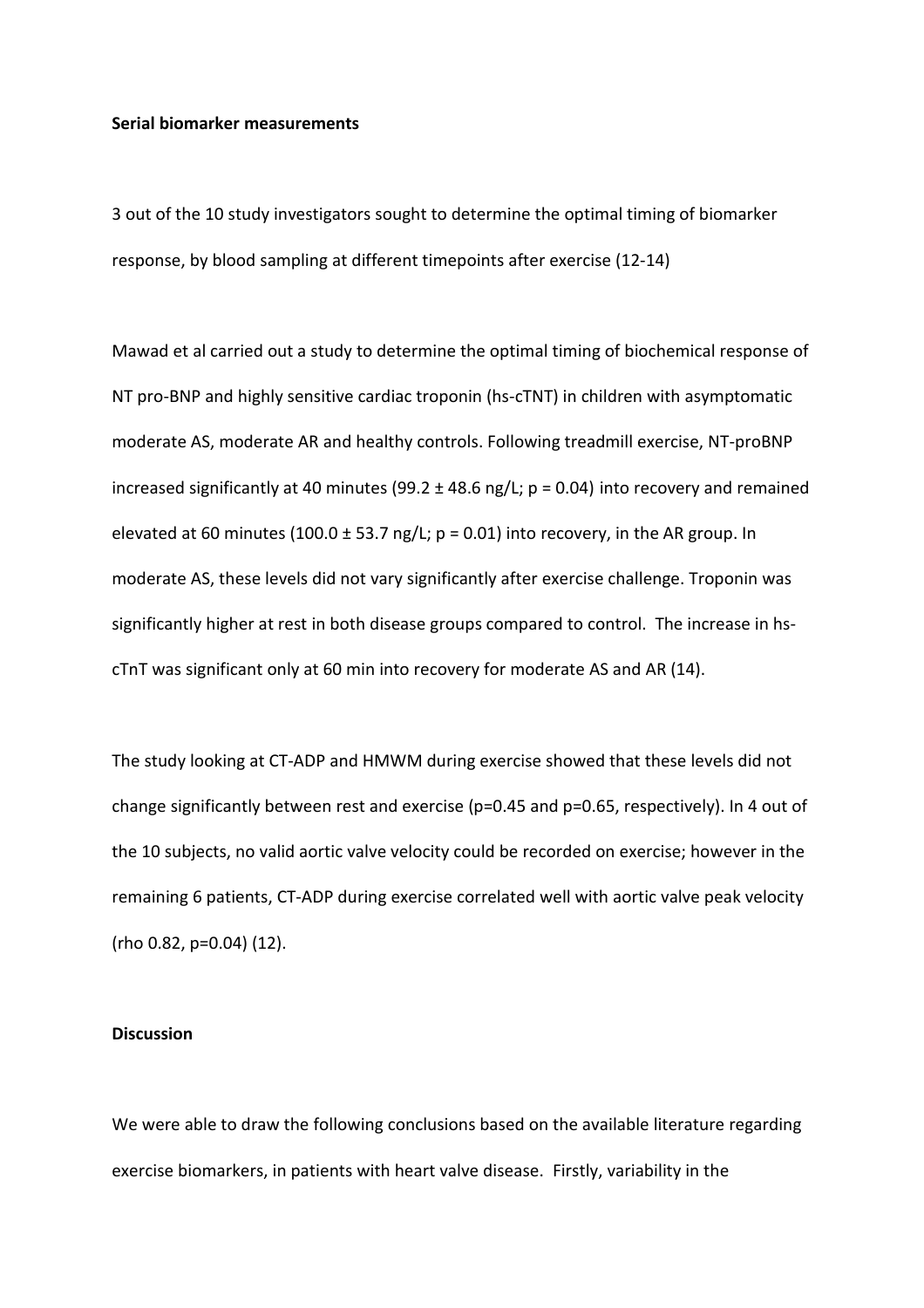**Serial biomarker measurements**

3 out of the 10 study investigators sought to determine the optimal timing of biomarker response, by blood sampling at different timepoints after exercise (12-14)

Mawad et al carried out a study to determine the optimal timing of biochemical response of NT pro-BNP and highly sensitive cardiac troponin (hs-cTNT) in children with asymptomatic moderate AS, moderate AR and healthy controls. Following treadmill exercise, NT-proBNP increased significantly at 40 minutes (99.2 ± 48.6 ng/L; p = 0.04) into recovery and remained elevated at 60 minutes (100.0 ± 53.7 ng/L; p = 0.01) into recovery, in the AR group. In moderate AS, these levels did not vary significantly after exercise challenge. Troponin was significantly higher at rest in both disease groups compared to control. The increase in hs-cTnT was significant only at 60 min into recovery for moderate AS and AR (14).

The study looking at CT-ADP and HMWM during exercise showed that these levels did not change significantly between rest and exercise (p=0.45 and p=0.65, respectively). In 4 out of the 10 subjects, no valid aortic valve velocity could be recorded on exercise; however in the remaining 6 patients, CT-ADP during exercise correlated well with aortic valve peak velocity (rho 0.82, p=0.04) (12).

**Discussion**

We were able to draw the following conclusions based on the available literature regarding exercise biomarkers, in patients with heart valve disease. Firstly, variability in the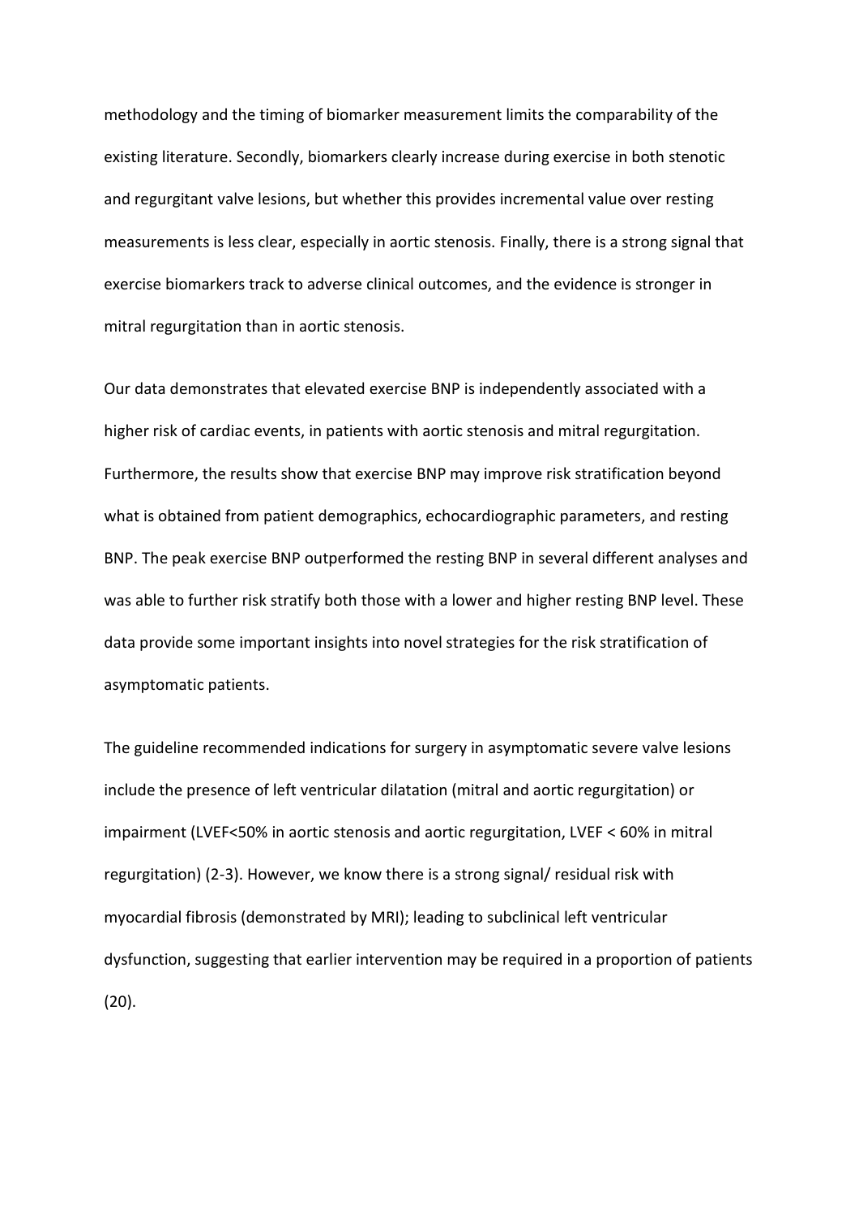methodology and the timing of biomarker measurement limits the comparability of the existing literature. Secondly, biomarkers clearly increase during exercise in both stenotic and regurgitant valve lesions, but whether this provides incremental value over resting measurements is less clear, especially in aortic stenosis. Finally, there is a strong signal that exercise biomarkers track to adverse clinical outcomes, and the evidence is stronger in mitral regurgitation than in aortic stenosis.

Our data demonstrates that elevated exercise BNP is independently associated with a higher risk of cardiac events, in patients with aortic stenosis and mitral regurgitation. Furthermore, the results show that exercise BNP may improve risk stratification beyond what is obtained from patient demographics, echocardiographic parameters, and resting BNP. The peak exercise BNP outperformed the resting BNP in several different analyses and was able to further risk stratify both those with a lower and higher resting BNP level. These data provide some important insights into novel strategies for the risk stratification of asymptomatic patients.

The guideline recommended indications for surgery in asymptomatic severe valve lesions include the presence of left ventricular dilatation (mitral and aortic regurgitation) or impairment (LVEF<50% in aortic stenosis and aortic regurgitation, LVEF < 60% in mitral regurgitation) (2-3). However, we know there is a strong signal/ residual risk with myocardial fibrosis (demonstrated by MRI); leading to subclinical left ventricular dysfunction, suggesting that earlier intervention may be required in a proportion of patients (20).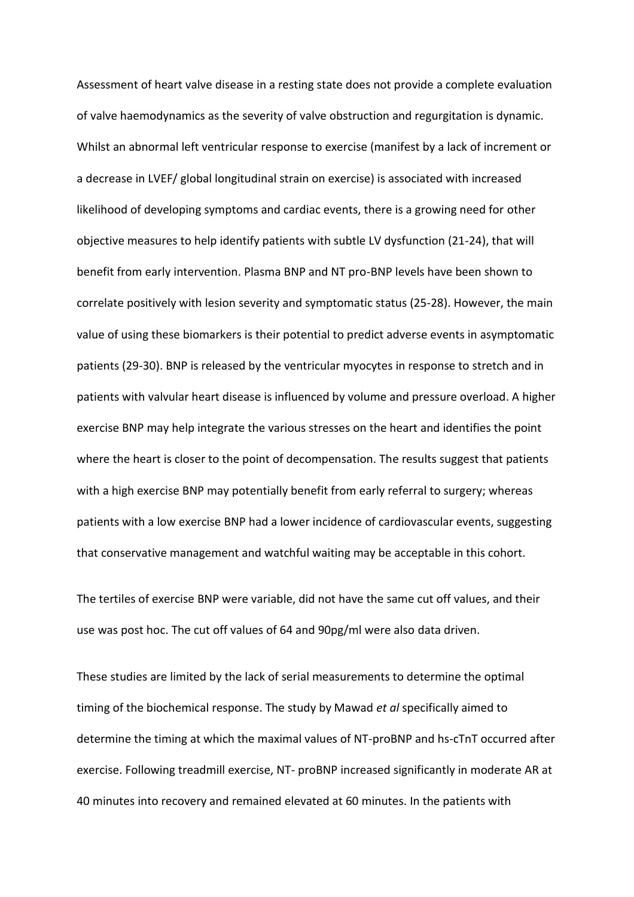Assessment of heart valve disease in a resting state does not provide a complete evaluation of valve haemodynamics as the severity of valve obstruction and regurgitation is dynamic. Whilst an abnormal left ventricular response to exercise (manifest by a lack of increment or a decrease in LVEF/ global longitudinal strain on exercise) is associated with increased likelihood of developing symptoms and cardiac events, there is a growing need for other objective measures to help identify patients with subtle LV dysfunction (21-24), that will benefit from early intervention. Plasma BNP and NT pro-BNP levels have been shown to correlate positively with lesion severity and symptomatic status (25-28). However, the main value of using these biomarkers is their potential to predict adverse events in asymptomatic patients (29-30). BNP is released by the ventricular myocytes in response to stretch and in patients with valvular heart disease is influenced by volume and pressure overload. A higher exercise BNP may help integrate the various stresses on the heart and identifies the point where the heart is closer to the point of decompensation. The results suggest that patients with a high exercise BNP may potentially benefit from early referral to surgery; whereas patients with a low exercise BNP had a lower incidence of cardiovascular events, suggesting that conservative management and watchful waiting may be acceptable in this cohort.

The tertiles of exercise BNP were variable, did not have the same cut off values, and their use was post hoc. The cut off values of 64 and 90pg/ml were also data driven.

These studies are limited by the lack of serial measurements to determine the optimal timing of the biochemical response. The study by Mawad *et al* specifically aimed to determine the timing at which the maximal values of NT-proBNP and hs-cTnT occurred after exercise. Following treadmill exercise, NT- proBNP increased significantly in moderate AR at 40 minutes into recovery and remained elevated at 60 minutes. In the patients with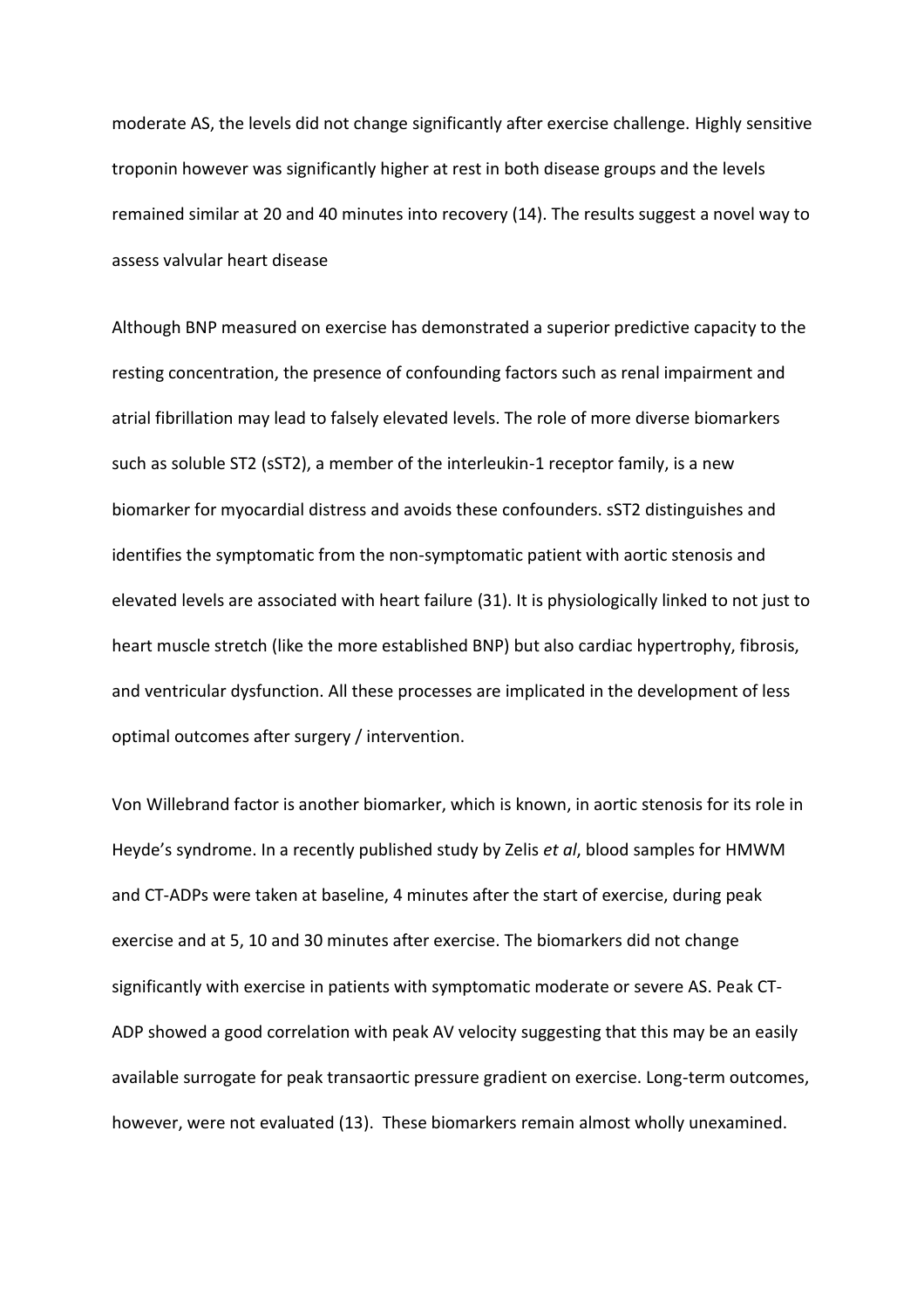moderate AS, the levels did not change significantly after exercise challenge. Highly sensitive troponin however was significantly higher at rest in both disease groups and the levels remained similar at 20 and 40 minutes into recovery (14). The results suggest a novel way to assess valvular heart disease

Although BNP measured on exercise has demonstrated a superior predictive capacity to the resting concentration, the presence of confounding factors such as renal impairment and atrial fibrillation may lead to falsely elevated levels. The role of more diverse biomarkers such as soluble ST2 (sST2), a member of the interleukin-1 receptor family, is a new biomarker for myocardial distress and avoids these confounders. sST2 distinguishes and identifies the symptomatic from the non-symptomatic patient with aortic stenosis and elevated levels are associated with heart failure (31). It is physiologically linked to not just to heart muscle stretch (like the more established BNP) but also cardiac hypertrophy, fibrosis, and ventricular dysfunction. All these processes are implicated in the development of less optimal outcomes after surgery / intervention.

Von Willebrand factor is another biomarker, which is known, in aortic stenosis for its role in Heyde's syndrome. In a recently published study by Zelis *et al*, blood samples for HMWM and CT-ADPs were taken at baseline, 4 minutes after the start of exercise, during peak exercise and at 5, 10 and 30 minutes after exercise. The biomarkers did not change significantly with exercise in patients with symptomatic moderate or severe AS. Peak CT-ADP showed a good correlation with peak AV velocity suggesting that this may be an easily available surrogate for peak transaortic pressure gradient on exercise. Long-term outcomes, however, were not evaluated (13). These biomarkers remain almost wholly unexamined.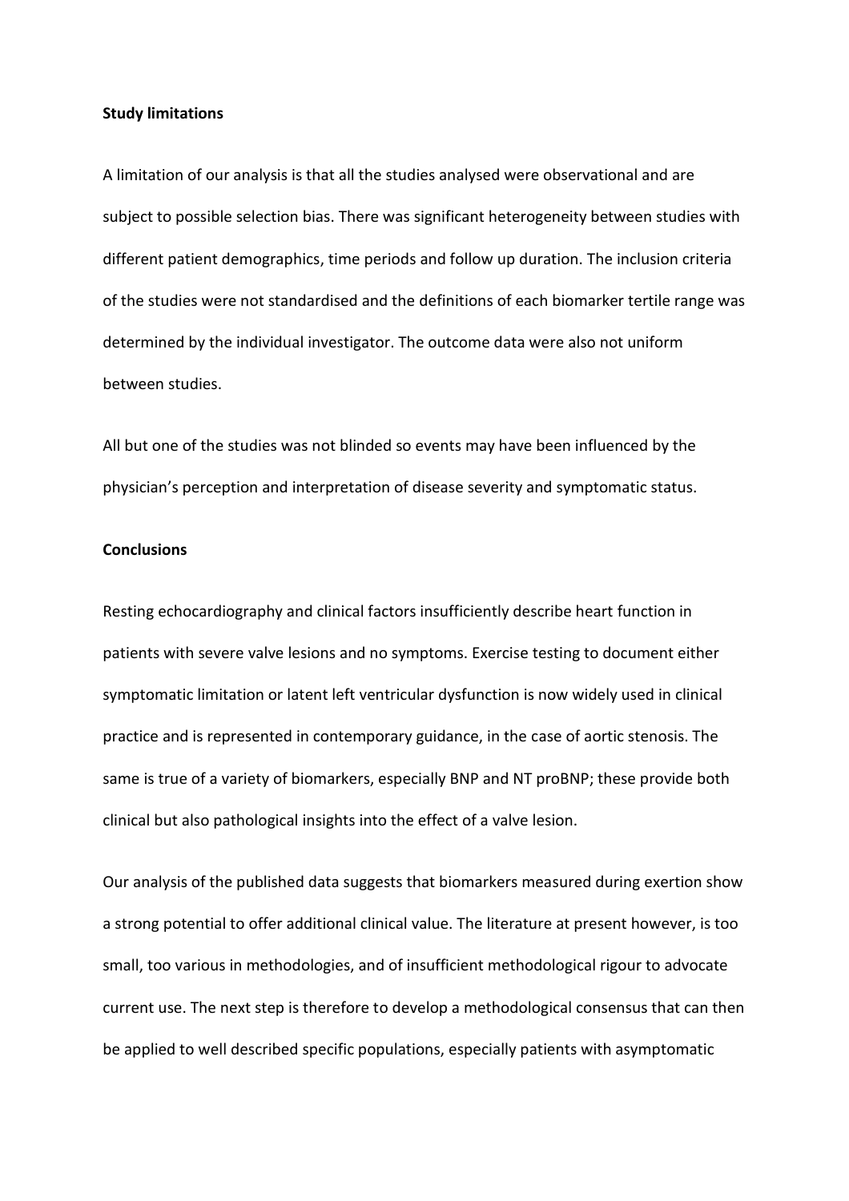**Study limitations**

A limitation of our analysis is that all the studies analysed were observational and are subject to possible selection bias. There was significant heterogeneity between studies with different patient demographics, time periods and follow up duration. The inclusion criteria of the studies were not standardised and the definitions of each biomarker tertile range was determined by the individual investigator. The outcome data were also not uniform between studies.

All but one of the studies was not blinded so events may have been influenced by the physician's perception and interpretation of disease severity and symptomatic status.

**Conclusions**

Resting echocardiography and clinical factors insufficiently describe heart function in patients with severe valve lesions and no symptoms. Exercise testing to document either symptomatic limitation or latent left ventricular dysfunction is now widely used in clinical practice and is represented in contemporary guidance, in the case of aortic stenosis. The same is true of a variety of biomarkers, especially BNP and NT proBNP; these provide both clinical but also pathological insights into the effect of a valve lesion.

Our analysis of the published data suggests that biomarkers measured during exertion show a strong potential to offer additional clinical value. The literature at present however, is too small, too various in methodologies, and of insufficient methodological rigour to advocate current use. The next step is therefore to develop a methodological consensus that can then be applied to well described specific populations, especially patients with asymptomatic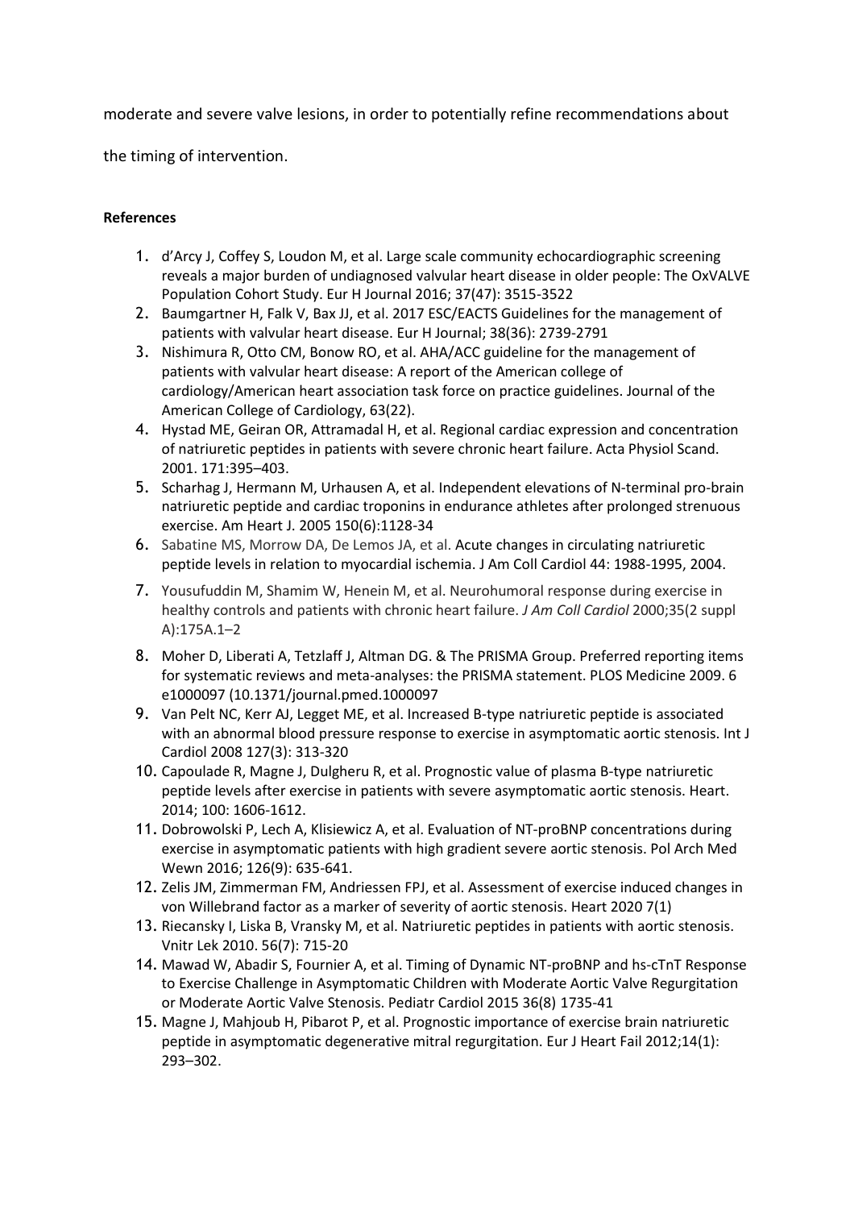moderate and severe valve lesions, in order to potentially refine recommendations about the timing of intervention.

**References**

1. d'Arcy J, Coffey S, Loudon M, et al. Large scale community echocardiographic screening reveals a major burden of undiagnosed valvular heart disease in older people: The OxVALVE Population Cohort Study. Eur H Journal 2016; 37(47): 3515-3522
2. Baumgartner H, Falk V, Bax JJ, et al. 2017 ESC/EACTS Guidelines for the management of patients with valvular heart disease. Eur H Journal; 38(36): 2739-2791
3. Nishimura R, Otto CM, Bonow RO, et al. AHA/ACC guideline for the management of patients with valvular heart disease: A report of the American college of cardiology/American heart association task force on practice guidelines. Journal of the American College of Cardiology, 63(22).
4. Hystad ME, Geiran OR, Attramadal H, et al. Regional cardiac expression and concentration of natriuretic peptides in patients with severe chronic heart failure. Acta Physiol Scand. 2001. 171:395–403.
5. Scharhag J, Hermann M, Urhausen A, et al. Independent elevations of N-terminal pro-brain natriuretic peptide and cardiac troponins in endurance athletes after prolonged strenuous exercise. Am Heart J. 2005 150(6):1128-34
6. Sabatine MS, Morrow DA, De Lemos JA, et al. Acute changes in circulating natriuretic peptide levels in relation to myocardial ischemia. J Am Coll Cardiol 44: 1988-1995, 2004.
7. Yousufuddin M, Shamim W, Henein M, et al. Neurohumoral response during exercise in healthy controls and patients with chronic heart failure. *J Am Coll Cardiol* 2000;35(2 suppl A):175A.1–2
8. Moher D, Liberati A, Tetzlaff J, Altman DG. & The PRISMA Group. Preferred reporting items for systematic reviews and meta-analyses: the PRISMA statement. PLOS Medicine 2009. 6 e1000097 (10.1371/journal.pmed.1000097
9. Van Pelt NC, Kerr AJ, Legget ME, et al. Increased B-type natriuretic peptide is associated with an abnormal blood pressure response to exercise in asymptomatic aortic stenosis. Int J Cardiol 2008 127(3): 313-320
10. Capoulade R, Magne J, Dulgheru R, et al. Prognostic value of plasma B-type natriuretic peptide levels after exercise in patients with severe asymptomatic aortic stenosis. Heart. 2014; 100: 1606-1612.
11. Dobrowolski P, Lech A, Klisiewicz A, et al. Evaluation of NT-proBNP concentrations during exercise in asymptomatic patients with high gradient severe aortic stenosis. Pol Arch Med Wewn 2016; 126(9): 635-641.
12. Zelis JM, Zimmerman FM, Andriessen FPJ, et al. Assessment of exercise induced changes in von Willebrand factor as a marker of severity of aortic stenosis. Heart 2020 7(1)
13. Riecansky I, Liska B, Vransky M, et al. Natriuretic peptides in patients with aortic stenosis. Vnitr Lek 2010. 56(7): 715-20
14. Mawad W, Abadir S, Fournier A, et al. Timing of Dynamic NT-proBNP and hs-cTnT Response to Exercise Challenge in Asymptomatic Children with Moderate Aortic Valve Regurgitation or Moderate Aortic Valve Stenosis. Pediatr Cardiol 2015 36(8) 1735-41
15. Magne J, Mahjoub H, Pibarot P, et al. Prognostic importance of exercise brain natriuretic peptide in asymptomatic degenerative mitral regurgitation. Eur J Heart Fail 2012;14(1): 293–302.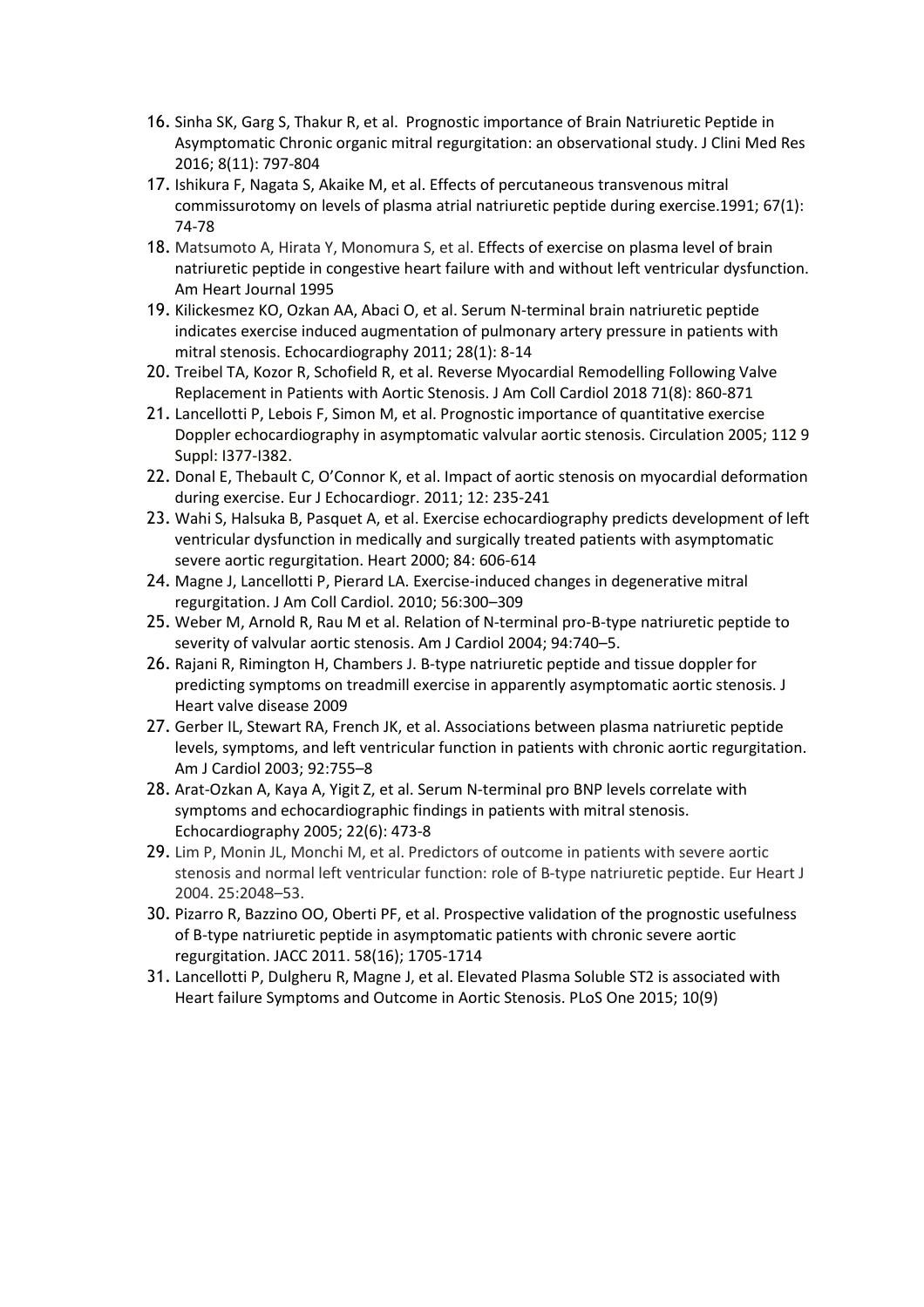16. Sinha SK, Garg S, Thakur R, et al. Prognostic importance of Brain Natriuretic Peptide in Asymptomatic Chronic organic mitral regurgitation: an observational study. J Clini Med Res 2016; 8(11): 797-804
17. Ishikura F, Nagata S, Akaike M, et al. Effects of percutaneous transvenous mitral commissurotomy on levels of plasma atrial natriuretic peptide during exercise.1991; 67(1): 74-78
18. Matsumoto A, Hirata Y, Monomura S, et al. Effects of exercise on plasma level of brain natriuretic peptide in congestive heart failure with and without left ventricular dysfunction. Am Heart Journal 1995
19. Kilickesmez KO, Ozkan AA, Abaci O, et al. Serum N-terminal brain natriuretic peptide indicates exercise induced augmentation of pulmonary artery pressure in patients with mitral stenosis. Echocardiography 2011; 28(1): 8-14
20. Treibel TA, Kozor R, Schofield R, et al. Reverse Myocardial Remodelling Following Valve Replacement in Patients with Aortic Stenosis. J Am Coll Cardiol 2018 71(8): 860-871
21. Lancellotti P, Lebois F, Simon M, et al. Prognostic importance of quantitative exercise Doppler echocardiography in asymptomatic valvular aortic stenosis. Circulation 2005; 112 9 Suppl: I377-I382.
22. Donal E, Thebault C, O'Connor K, et al. Impact of aortic stenosis on myocardial deformation during exercise. Eur J Echocardiogr. 2011; 12: 235-241
23. Wahi S, Halsuka B, Pasquet A, et al. Exercise echocardiography predicts development of left ventricular dysfunction in medically and surgically treated patients with asymptomatic severe aortic regurgitation. Heart 2000; 84: 606-614
24. Magne J, Lancellotti P, Pierard LA. Exercise-induced changes in degenerative mitral regurgitation. J Am Coll Cardiol. 2010; 56:300–309
25. Weber M, Arnold R, Rau M et al. Relation of N-terminal pro-B-type natriuretic peptide to severity of valvular aortic stenosis. Am J Cardiol 2004; 94:740–5.
26. Rajani R, Rimington H, Chambers J. B-type natriuretic peptide and tissue doppler for predicting symptoms on treadmill exercise in apparently asymptomatic aortic stenosis. J Heart valve disease 2009
27. Gerber IL, Stewart RA, French JK, et al. Associations between plasma natriuretic peptide levels, symptoms, and left ventricular function in patients with chronic aortic regurgitation. Am J Cardiol 2003; 92:755–8
28. Arat-Ozkan A, Kaya A, Yigit Z, et al. Serum N-terminal pro BNP levels correlate with symptoms and echocardiographic findings in patients with mitral stenosis. Echocardiography 2005; 22(6): 473-8
29. Lim P, Monin JL, Monchi M, et al. Predictors of outcome in patients with severe aortic stenosis and normal left ventricular function: role of B-type natriuretic peptide. Eur Heart J 2004. 25:2048–53.
30. Pizarro R, Bazzino OO, Oberti PF, et al. Prospective validation of the prognostic usefulness of B-type natriuretic peptide in asymptomatic patients with chronic severe aortic regurgitation. JACC 2011. 58(16); 1705-1714
31. Lancellotti P, Dulgheru R, Magne J, et al. Elevated Plasma Soluble ST2 is associated with Heart failure Symptoms and Outcome in Aortic Stenosis. PLoS One 2015; 10(9)